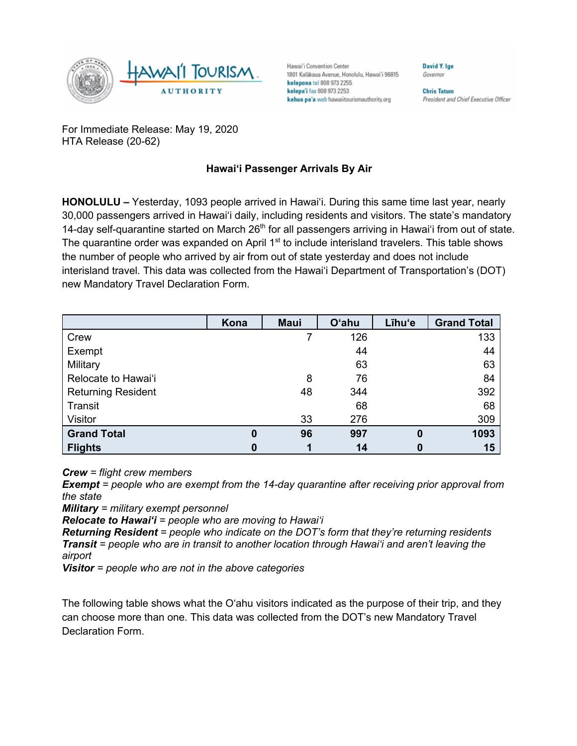Hawaiʻi Tourism Authority

Hawaiʻi Convention Center
1801 Kalākaua Avenue, Honolulu, Hawaiʻi 96815
kelepona tel 808 973 2255
kelepaʻi fax 808 973 2253
kahua paʻa web hawaiitourismauthority.org

David Y. Ige
Governor

Chris Tatum
President and Chief Executive Officer

For Immediate Release: May 19, 2020
HTA Release (20-62)

**Hawaiʻi Passenger Arrivals By Air**

**HONOLULU –** Yesterday, 1093 people arrived in Hawaiʻi. During this same time last year, nearly 30,000 passengers arrived in Hawaiʻi daily, including residents and visitors. The state's mandatory 14-day self-quarantine started on March 26th for all passengers arriving in Hawaiʻi from out of state. The quarantine order was expanded on April 1st to include interisland travelers. This table shows the number of people who arrived by air from out of state yesterday and does not include interisland travel. This data was collected from the Hawaiʻi Department of Transportation's (DOT) new Mandatory Travel Declaration Form.

| | Kona | Maui | Oʻahu | Līhuʻe | Grand Total |
|---|---|---|---|---|---|
| Crew | | 7 | 126 | | 133 |
| Exempt | | | 44 | | 44 |
| Military | | | 63 | | 63 |
| Relocate to Hawaiʻi | | 8 | 76 | | 84 |
| Returning Resident | | 48 | 344 | | 392 |
| Transit | | | 68 | | 68 |
| Visitor | | 33 | 276 | | 309 |
| **Grand Total** | **0** | **96** | **997** | **0** | **1093** |
| **Flights** | **0** | **1** | **14** | **0** | **15** |

***Crew*** *= flight crew members*
***Exempt*** *= people who are exempt from the 14-day quarantine after receiving prior approval from the state*
***Military*** *= military exempt personnel*
***Relocate to Hawaiʻi*** *= people who are moving to Hawaiʻi*
***Returning Resident*** *= people who indicate on the DOT's form that they're returning residents*
***Transit*** *= people who are in transit to another location through Hawaiʻi and aren't leaving the airport*
***Visitor*** *= people who are not in the above categories*

The following table shows what the Oʻahu visitors indicated as the purpose of their trip, and they can choose more than one. This data was collected from the DOT's new Mandatory Travel Declaration Form.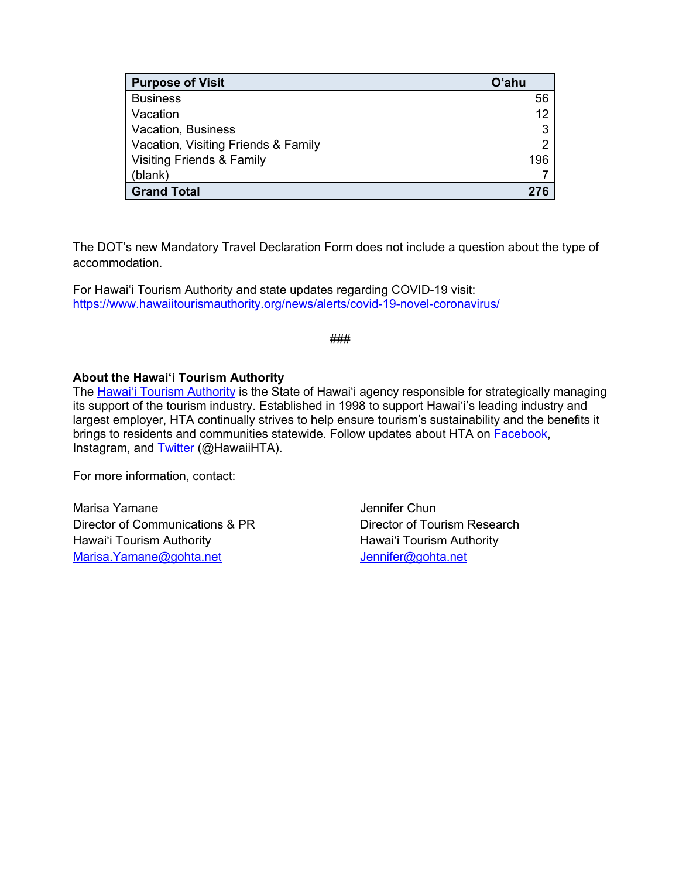| Purpose of Visit | O'ahu |
|---|---|
| Business | 56 |
| Vacation | 12 |
| Vacation, Business | 3 |
| Vacation, Visiting Friends & Family | 2 |
| Visiting Friends & Family | 196 |
| (blank) | 7 |
| **Grand Total** | **276** |

The DOT's new Mandatory Travel Declaration Form does not include a question about the type of accommodation.

For Hawai'i Tourism Authority and state updates regarding COVID-19 visit: https://www.hawaiitourismauthority.org/news/alerts/covid-19-novel-coronavirus/

###

**About the Hawai'i Tourism Authority**
The Hawai'i Tourism Authority is the State of Hawai'i agency responsible for strategically managing its support of the tourism industry. Established in 1998 to support Hawai'i's leading industry and largest employer, HTA continually strives to help ensure tourism's sustainability and the benefits it brings to residents and communities statewide. Follow updates about HTA on Facebook, Instagram, and Twitter (@HawaiiHTA).

For more information, contact:

Marisa Yamane
Director of Communications & PR
Hawai'i Tourism Authority
Marisa.Yamane@gohta.net

Jennifer Chun
Director of Tourism Research
Hawai'i Tourism Authority
Jennifer@gohta.net